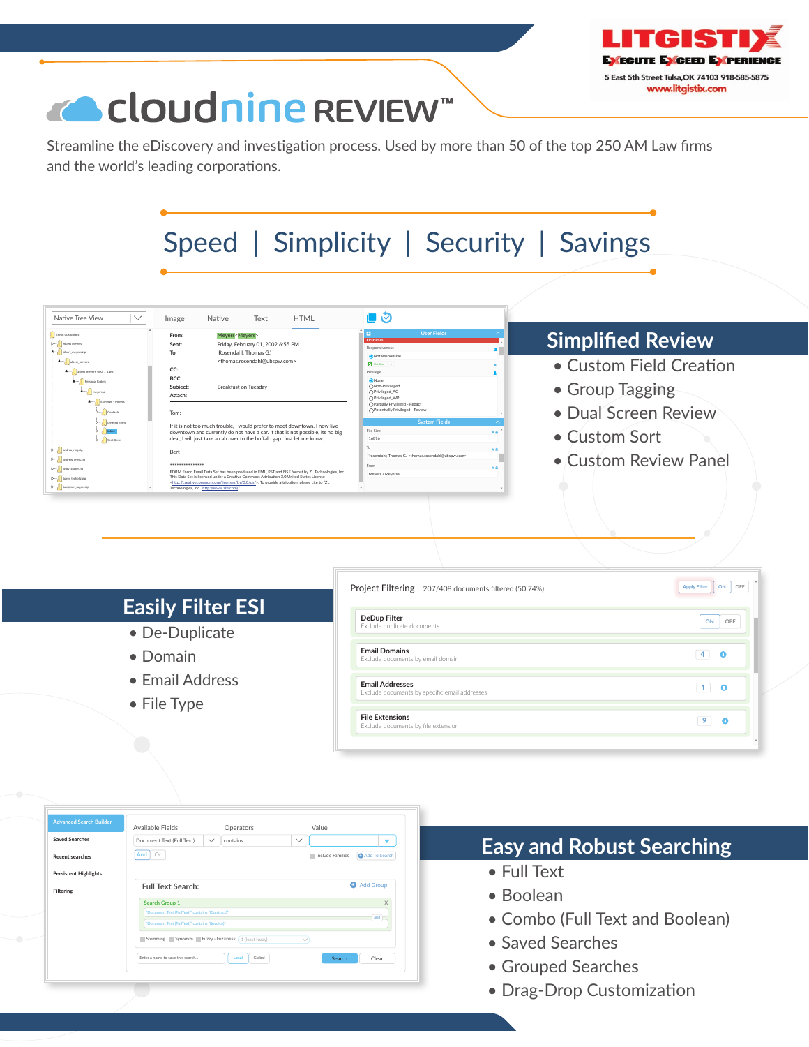LITGISTIX

EXECUTE EXCEED EXPERIENCE

5 East 5th Street Tulsa,OK 74103 918-585-5875

www.litgistix.com

# cloudnine REVIEW™

Streamline the eDiscovery and investigation process. Used by more than 50 of the top 250 AM Law firms and the world's leading corporations.

## Speed | Simplicity | Security | Savings

## Simplified Review

- Custom Field Creation
- Group Tagging
- Dual Screen Review
- Custom Sort
- Custom Review Panel

## Easily Filter ESI

- De-Duplicate
- Domain
- Email Address
- File Type

## Easy and Robust Searching

- Full Text
- Boolean
- Combo (Full Text and Boolean)
- Saved Searches
- Grouped Searches
- Drag-Drop Customization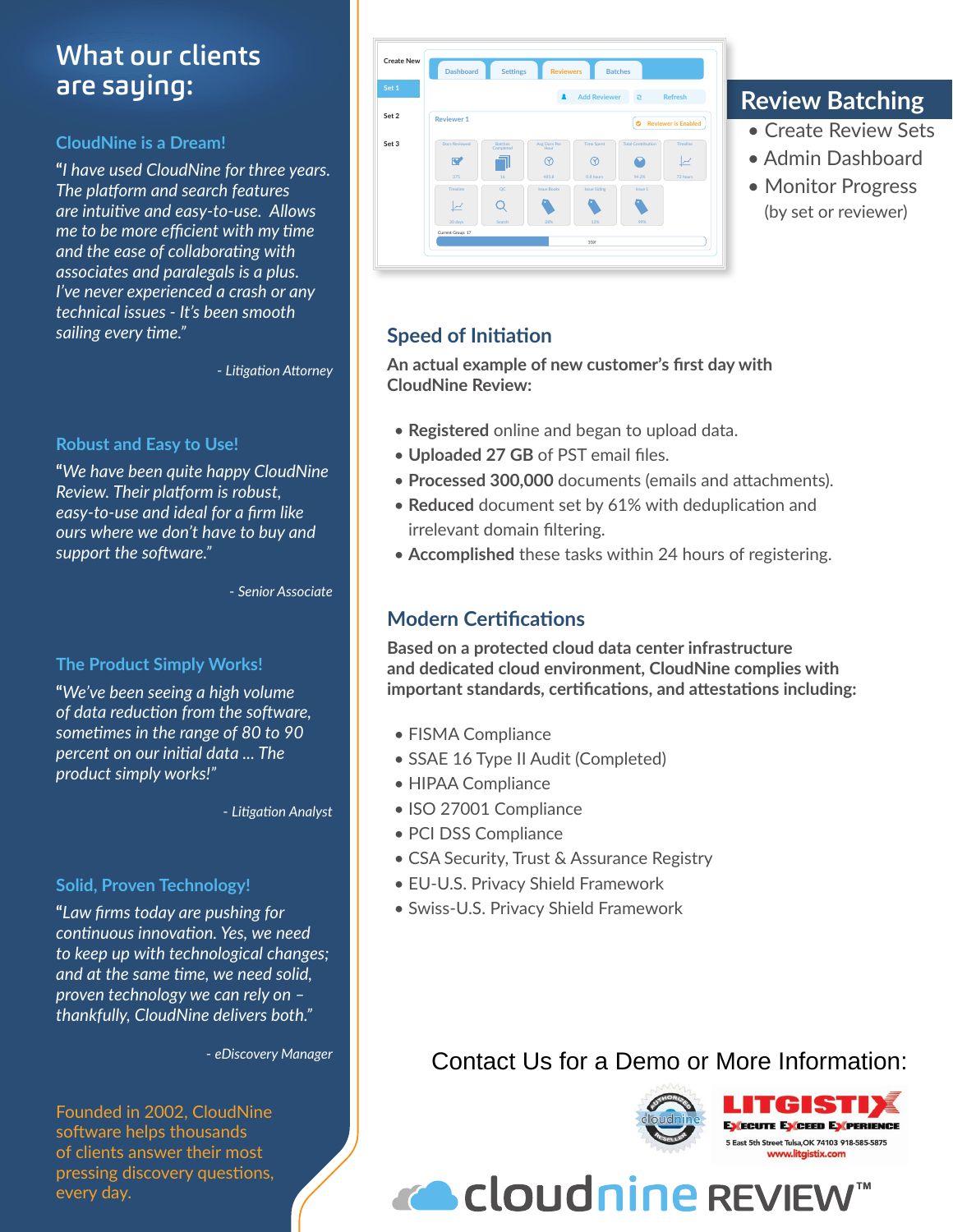## What our clients are saying:

### CloudNine is a Dream!

*"I have used CloudNine for three years. The platform and search features are intuitive and easy-to-use. Allows me to be more efficient with my time and the ease of collaborating with associates and paralegals is a plus. I've never experienced a crash or any technical issues - It's been smooth sailing every time."*

*- Litigation Attorney*

### Robust and Easy to Use!

*"We have been quite happy CloudNine Review. Their platform is robust, easy-to-use and ideal for a firm like ours where we don't have to buy and support the software."*

*- Senior Associate*

### The Product Simply Works!

*"We've been seeing a high volume of data reduction from the software, sometimes in the range of 80 to 90 percent on our initial data ... The product simply works!"*

*- Litigation Analyst*

### Solid, Proven Technology!

*"Law firms today are pushing for continuous innovation. Yes, we need to keep up with technological changes; and at the same time, we need solid, proven technology we can rely on – thankfully, CloudNine delivers both."*

*- eDiscovery Manager*

Founded in 2002, CloudNine software helps thousands of clients answer their most pressing discovery questions, every day.

## Review Batching

- Create Review Sets
- Admin Dashboard
- Monitor Progress (by set or reviewer)

## Speed of Initiation

**An actual example of new customer's first day with CloudNine Review:**

- **Registered** online and began to upload data.
- **Uploaded 27 GB** of PST email files.
- **Processed 300,000** documents (emails and attachments).
- **Reduced** document set by 61% with deduplication and irrelevant domain filtering.
- **Accomplished** these tasks within 24 hours of registering.

## Modern Certifications

**Based on a protected cloud data center infrastructure and dedicated cloud environment, CloudNine complies with important standards, certifications, and attestations including:**

- FISMA Compliance
- SSAE 16 Type II Audit (Completed)
- HIPAA Compliance
- ISO 27001 Compliance
- PCI DSS Compliance
- CSA Security, Trust & Assurance Registry
- EU-U.S. Privacy Shield Framework
- Swiss-U.S. Privacy Shield Framework

## Contact Us for a Demo or More Information:

Authorized cloudnine Reseller

LITGISTIX
EXECUTE EXCEED EXPERIENCE
5 East 5th Street Tulsa,OK 74103 918-585-5875
www.litgistix.com

cloudnine REVIEW™